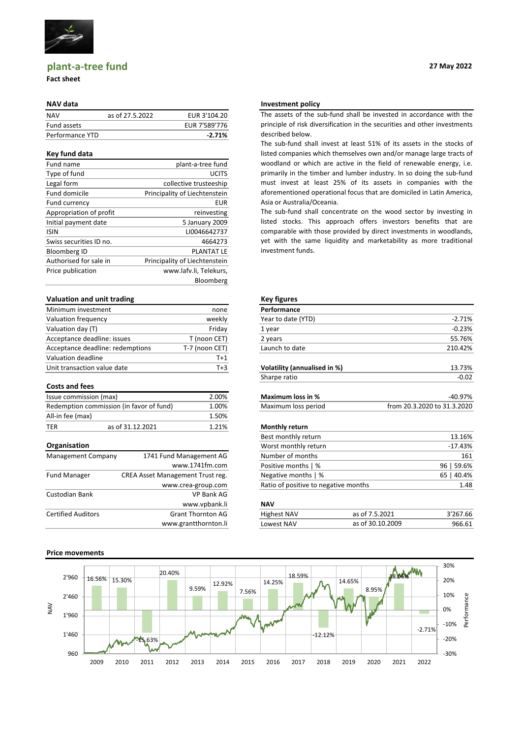# plant-a-tree fund

**Fact sheet**

**27 May 2022**

## NAV data

| | | |
|---|---|---|
| NAV | as of 27.5.2022 | EUR 3'104.20 |
| Fund assets | | EUR 7'589'776 |
| Performance YTD | | **-2.71%** |

## Key fund data

| | |
|---|---|
| Fund name | plant-a-tree fund |
| Type of fund | UCITS |
| Legal form | collective trusteeship |
| Fund domicile | Principality of Liechtenstein |
| Fund currency | EUR |
| Appropriation of profit | reinvesting |
| Initial payment date | 5 January 2009 |
| ISIN | LI0046642737 |
| Swiss securities ID no. | 4664273 |
| Bloomberg ID | PLANTAT LE |
| Authorised for sale in | Principality of Liechtenstein |
| Price publication | www.lafv.li, Telekurs, Bloomberg |

## Valuation and unit trading

| | |
|---|---|
| Minimum investment | none |
| Valuation frequency | weekly |
| Valuation day (T) | Friday |
| Acceptance deadline: issues | T (noon CET) |
| Acceptance deadline: redemptions | T-7 (noon CET) |
| Valuation deadline | T+1 |
| Unit transaction value date | T+3 |

## Costs and fees

| | | |
|---|---|---|
| Issue commission (max) | | 2.00% |
| Redemption commission (in favor of fund) | | 1.00% |
| All-in fee (max) | | 1.50% |
| TER | as of 31.12.2021 | 1.21% |

## Organisation

| | |
|---|---|
| Management Company | 1741 Fund Management AG www.1741fm.com |
| Fund Manager | CREA Asset Management Trust reg. www.crea-group.com |
| Custodian Bank | VP Bank AG www.vpbank.li |
| Certified Auditors | Grant Thornton AG www.grantthornton.li |

## Investment policy

The assets of the sub-fund shall be invested in accordance with the principle of risk diversification in the securities and other investments described below.

The sub-fund shall invest at least 51% of its assets in the stocks of listed companies which themselves own and/or manage large tracts of woodland or which are active in the field of renewable energy, i.e. primarily in the timber and lumber industry. In so doing the sub-fund must invest at least 25% of its assets in companies with the aforementioned operational focus that are domiciled in Latin America, Asia or Australia/Oceania.

The sub-fund shall concentrate on the wood sector by investing in listed stocks. This approach offers investors benefits that are comparable with those provided by direct investments in woodlands, yet with the same liquidity and marketability as more traditional investment funds.

## Key figures

| **Performance** | | |
|---|---|---|
| Year to date (YTD) | | -2.71% |
| 1 year | | -0.23% |
| 2 years | | 55.76% |
| Launch to date | | 210.42% |
| | | |
| **Volatility (annualised in %)** | | 13.73% |
| Sharpe ratio | | -0.02 |
| | | |
| **Maximum loss in %** | | -40.97% |
| Maximum loss period | | from 20.3.2020 to 31.3.2020 |
| | | |
| **Monthly return** | | |
| Best monthly return | | 13.16% |
| Worst monthly return | | -17.43% |
| Number of months | | 161 |
| Positive months \| % | | 96 \| 59.6% |
| Negative months \| % | | 65 \| 40.4% |
| Ratio of positive to negative months | | 1.48 |
| | | |
| **NAV** | | |
| Highest NAV | as of 7.5.2021 | 3'267.66 |
| Lowest NAV | as of 30.10.2009 | 966.61 |

## Price movements

| Year | 2009 | 2010 | 2011 | 2012 | 2013 | 2014 | 2015 | 2016 | 2017 | 2018 | 2019 | 2020 | 2021 | 2022 |
|---|---|---|---|---|---|---|---|---|---|---|---|---|---|---|
| Performance | 16.56% | 15.30% | -15.63% | 20.40% | 9.59% | 12.92% | 7.56% | 14.25% | 18.59% | -12.12% | 14.65% | 8.95% | 18.06% | -2.71% |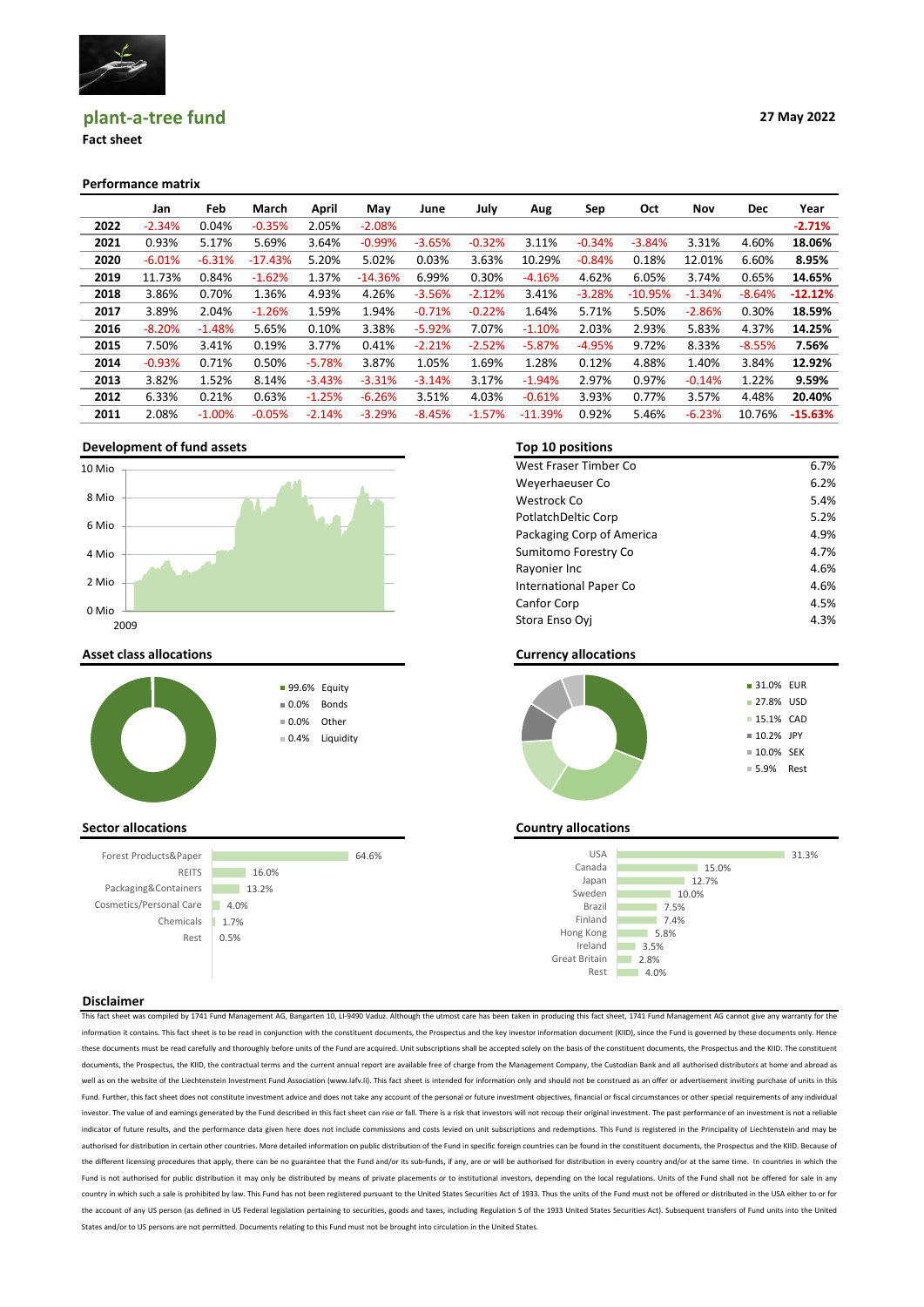# plant-a-tree fund

**27 May 2022**

**Fact sheet**

## Performance matrix

| | Jan | Feb | March | April | May | June | July | Aug | Sep | Oct | Nov | Dec | Year |
|---|---|---|---|---|---|---|---|---|---|---|---|---|---|
| **2022** | -2.34% | 0.04% | -0.35% | 2.05% | -2.08% | | | | | | | | **-2.71%** |
| **2021** | 0.93% | 5.17% | 5.69% | 3.64% | -0.99% | -3.65% | -0.32% | 3.11% | -0.34% | -3.84% | 3.31% | 4.60% | **18.06%** |
| **2020** | -6.01% | -6.31% | -17.43% | 5.20% | 5.02% | 0.03% | 3.63% | 10.29% | -0.84% | 0.18% | 12.01% | 6.60% | **8.95%** |
| **2019** | 11.73% | 0.84% | -1.62% | 1.37% | -14.36% | 6.99% | 0.30% | -4.16% | 4.62% | 6.05% | 3.74% | 0.65% | **14.65%** |
| **2018** | 3.86% | 0.70% | 1.36% | 4.93% | 4.26% | -3.56% | -2.12% | 3.41% | -3.28% | -10.95% | -1.34% | -8.64% | **-12.12%** |
| **2017** | 3.89% | 2.04% | -1.26% | 1.59% | 1.94% | -0.71% | -0.22% | 1.64% | 5.71% | 5.50% | -2.86% | 0.30% | **18.59%** |
| **2016** | -8.20% | -1.48% | 5.65% | 0.10% | 3.38% | -5.92% | 7.07% | -1.10% | 2.03% | 2.93% | 5.83% | 4.37% | **14.25%** |
| **2015** | 7.50% | 3.41% | 0.19% | 3.77% | 0.41% | -2.21% | -2.52% | -5.87% | -4.95% | 9.72% | 8.33% | -8.55% | **7.56%** |
| **2014** | -0.93% | 0.71% | 0.50% | -5.78% | 3.87% | 1.05% | 1.69% | 1.28% | 0.12% | 4.88% | 1.40% | 3.84% | **12.92%** |
| **2013** | 3.82% | 1.52% | 8.14% | -3.43% | -3.31% | -3.14% | 3.17% | -1.94% | 2.97% | 0.97% | -0.14% | 1.22% | **9.59%** |
| **2012** | 6.33% | 0.21% | 0.63% | -1.25% | -6.26% | 3.51% | 4.03% | -0.61% | 3.93% | 0.77% | 3.57% | 4.48% | **20.40%** |
| **2011** | 2.08% | -1.00% | -0.05% | -2.14% | -3.29% | -8.45% | -1.57% | -11.39% | 0.92% | 5.46% | -6.23% | 10.76% | **-15.63%** |

## Development of fund assets

10 Mio
8 Mio
6 Mio
4 Mio
2 Mio
0 Mio
2009

## Top 10 positions

| | |
|---|---|
| West Fraser Timber Co | 6.7% |
| Weyerhaeuser Co | 6.2% |
| Westrock Co | 5.4% |
| PotlatchDeltic Corp | 5.2% |
| Packaging Corp of America | 4.9% |
| Sumitomo Forestry Co | 4.7% |
| Rayonier Inc | 4.6% |
| International Paper Co | 4.6% |
| Canfor Corp | 4.5% |
| Stora Enso Oyj | 4.3% |

## Asset class allocations

99.6% Equity
0.0% Bonds
0.0% Other
0.4% Liquidity

## Currency allocations

31.0% EUR
27.8% USD
15.1% CAD
10.2% JPY
10.0% SEK
5.9% Rest

## Sector allocations

Forest Products&Paper 64.6%
REITS 16.0%
Packaging&Containers 13.2%
Cosmetics/Personal Care 4.0%
Chemicals 1.7%
Rest 0.5%

## Country allocations

USA 31.3%
Canada 15.0%
Japan 12.7%
Sweden 10.0%
Brazil 7.5%
Finland 7.4%
Hong Kong 5.8%
Ireland 3.5%
Great Britain 2.8%
Rest 4.0%

## Disclaimer

This fact sheet was compiled by 1741 Fund Management AG, Bangarten 10, LI-9490 Vaduz. Although the utmost care has been taken in producing this fact sheet, 1741 Fund Management AG cannot give any warranty for the information it contains. This fact sheet is to be read in conjunction with the constituent documents, the Prospectus and the key investor information document (KIID), since the Fund is governed by these documents only. Hence these documents must be read carefully and thoroughly before units of the Fund are acquired. Unit subscriptions shall be accepted solely on the basis of the constituent documents, the Prospectus and the KIID. The constituent documents, the Prospectus, the KIID, the contractual terms and the current annual report are available free of charge from the Management Company, the Custodian Bank and all authorised distributors at home and abroad as well as on the website of the Liechtenstein Investment Fund Association (www.lafv.li). This fact sheet is intended for information only and should not be construed as an offer or advertisement inviting purchase of units in this Fund. Further, this fact sheet does not constitute investment advice and does not take any account of the personal or future investment objectives, financial or fiscal circumstances or other special requirements of any individual investor. The value of and earnings generated by the Fund described in this fact sheet can rise or fall. There is a risk that investors will not recoup their original investment. The past performance of an investment is not a reliable indicator of future results, and the performance data given here does not include commissions and costs levied on unit subscriptions and redemptions. This Fund is registered in the Principality of Liechtenstein and may be authorised for distribution in certain other countries. More detailed information on public distribution of the Fund in specific foreign countries can be found in the constituent documents, the Prospectus and the KIID. Because of the different licensing procedures that apply, there can be no guarantee that the Fund and/or its sub-funds, if any, are or will be authorised for distribution in every country and/or at the same time. In countries in which the Fund is not authorised for public distribution it may only be distributed by means of private placements or to institutional investors, depending on the local regulations. Units of the Fund shall not be offered for sale in any country in which such a sale is prohibited by law. This Fund has not been registered pursuant to the United States Securities Act of 1933. Thus the units of the Fund must not be offered or distributed in the USA either to or for the account of any US person (as defined in US Federal legislation pertaining to securities, goods and taxes, including Regulation S of the 1933 United States Securities Act). Subsequent transfers of Fund units into the United States and/or to US persons are not permitted. Documents relating to this Fund must not be brought into circulation in the United States.